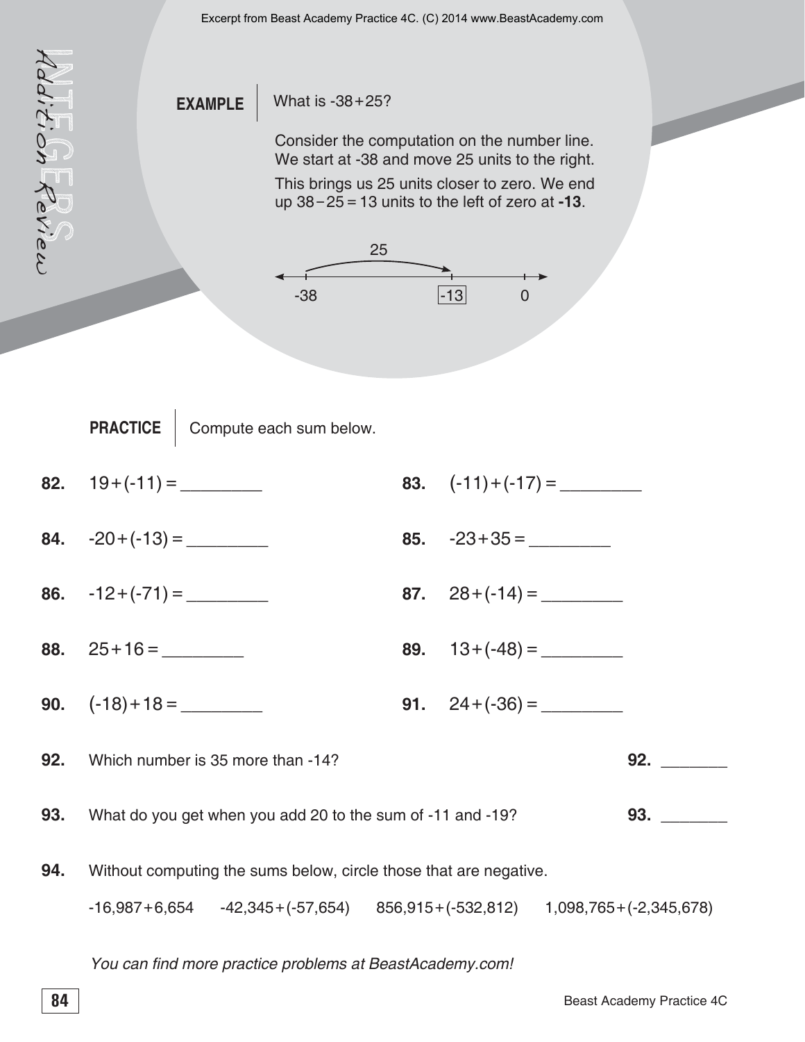# INTEGERS
## Addition Review

**EXAMPLE** | What is $-38+25$?

Consider the computation on the number line. We start at -38 and move 25 units to the right.

This brings us 25 units closer to zero. We end up $38-25=13$ units to the left of zero at **-13**.

**PRACTICE** | Compute each sum below.

**82.** $19+(-11) =$ ________

**83.** $(-11)+(-17) =$ ________

**84.** $-20+(-13) =$ ________

**85.** $-23+35 =$ ________

**86.** $-12+(-71) =$ ________

**87.** $28+(-14) =$ ________

**88.** $25+16 =$ ________

**89.** $13+(-48) =$ ________

**90.** $(-18)+18 =$ ________

**91.** $24+(-36) =$ ________

**92.** Which number is 35 more than -14? **92.** ________

**93.** What do you get when you add 20 to the sum of -11 and -19? **93.** ________

**94.** Without computing the sums below, circle those that are negative.

$-16{,}987+6{,}654$ $-42{,}345+(-57{,}654)$ $856{,}915+(-532{,}812)$ $1{,}098{,}765+(-2{,}345{,}678)$

*You can find more practice problems at BeastAcademy.com!*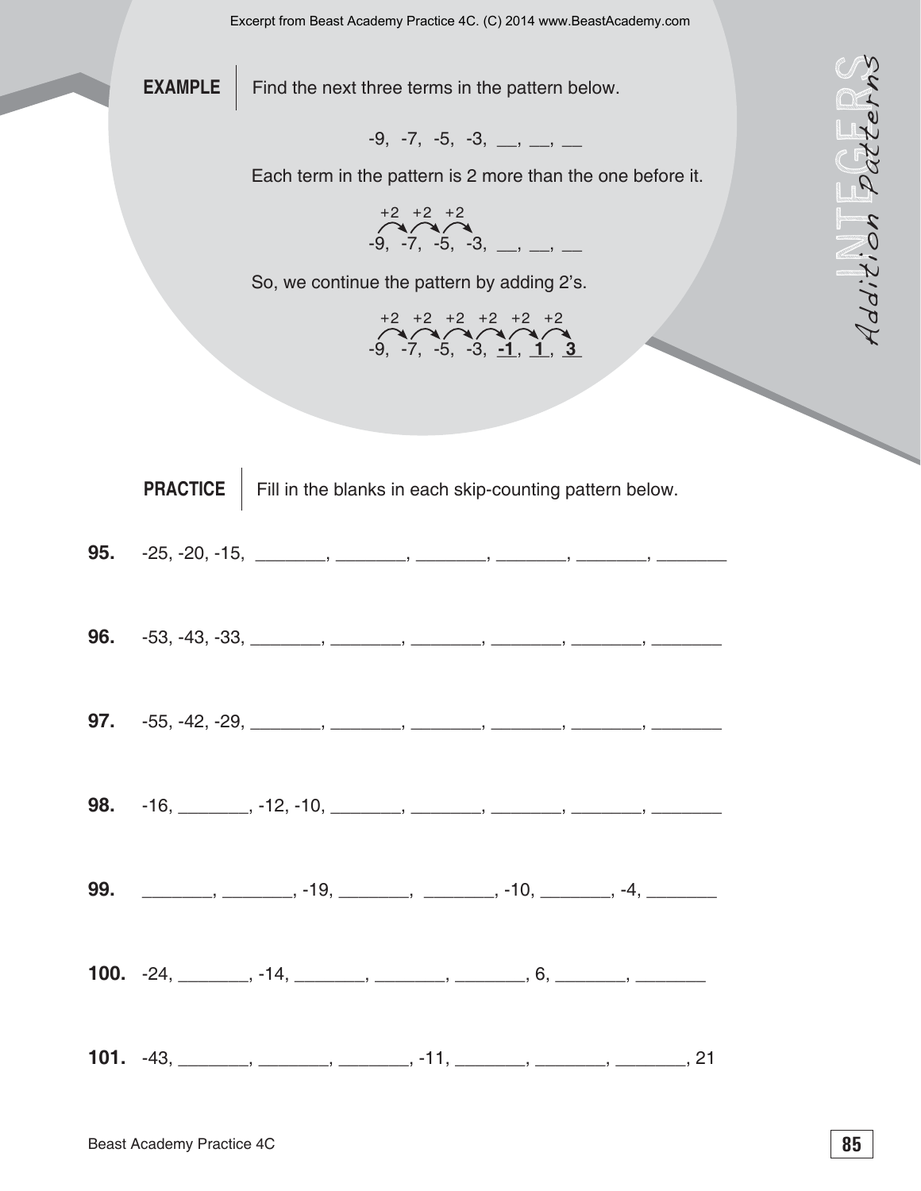**EXAMPLE** | Find the next three terms in the pattern below.

-9, -7, -5, -3, __, __, __

Each term in the pattern is 2 more than the one before it.

+2 +2 +2
-9, -7, -5, -3, __, __, __

So, we continue the pattern by adding 2's.

+2 +2 +2 +2 +2 +2
-9, -7, -5, -3, **-1**, **1**, **3**

**PRACTICE** | Fill in the blanks in each skip-counting pattern below.

**95.** -25, -20, -15, _______, _______, _______, _______, _______, _______

**96.** -53, -43, -33, _______, _______, _______, _______, _______, _______

**97.** -55, -42, -29, _______, _______, _______, _______, _______, _______

**98.** -16, _______, -12, -10, _______, _______, _______, _______, _______

**99.** _______, _______, -19, _______, _______, -10, _______, -4, _______

**100.** -24, _______, -14, _______, _______, _______, 6, _______, _______

**101.** -43, _______, _______, _______, -11, _______, _______, _______, 21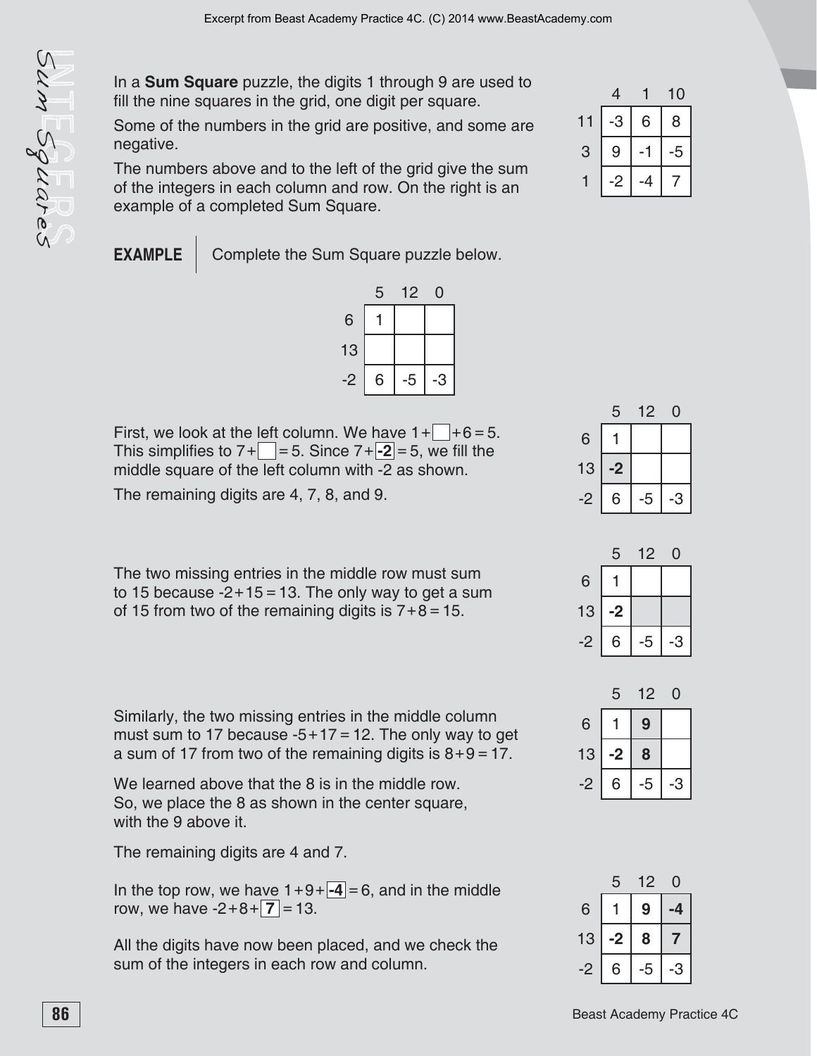# Sum Squares

In a **Sum Square** puzzle, the digits 1 through 9 are used to fill the nine squares in the grid, one digit per square.

Some of the numbers in the grid are positive, and some are negative.

The numbers above and to the left of the grid give the sum of the integers in each column and row. On the right is an example of a completed Sum Square.

|  | 4 | 1 | 10 |
|---|---|---|---|
| 11 | -3 | 6 | 8 |
| 3 | 9 | -1 | -5 |
| 1 | -2 | -4 | 7 |

**EXAMPLE** Complete the Sum Square puzzle below.

|  | 5 | 12 | 0 |
|---|---|---|---|
| 6 | 1 |  |  |
| 13 |  |  |  |
| -2 | 6 | -5 | -3 |

First, we look at the left column. We have $1+\square+6=5$. This simplifies to $7+\square=5$. Since $7+\boxed{-2}=5$, we fill the middle square of the left column with -2 as shown.

The remaining digits are 4, 7, 8, and 9.

|  | 5 | 12 | 0 |
|---|---|---|---|
| 6 | 1 |  |  |
| 13 | **-2** |  |  |
| -2 | 6 | -5 | -3 |

The two missing entries in the middle row must sum to 15 because $-2+15=13$. The only way to get a sum of 15 from two of the remaining digits is $7+8=15$.

|  | 5 | 12 | 0 |
|---|---|---|---|
| 6 | 1 |  |  |
| 13 | **-2** |  |  |
| -2 | 6 | -5 | -3 |

Similarly, the two missing entries in the middle column must sum to 17 because $-5+17=12$. The only way to get a sum of 17 from two of the remaining digits is $8+9=17$.

We learned above that the 8 is in the middle row. So, we place the 8 as shown in the center square, with the 9 above it.

The remaining digits are 4 and 7.

|  | 5 | 12 | 0 |
|---|---|---|---|
| 6 | 1 | **9** |  |
| 13 | **-2** | **8** |  |
| -2 | 6 | -5 | -3 |

In the top row, we have $1+9+\boxed{-4}=6$, and in the middle row, we have $-2+8+\boxed{7}=13$.

All the digits have now been placed, and we check the sum of the integers in each row and column.

|  | 5 | 12 | 0 |
|---|---|---|---|
| 6 | 1 | **9** | **-4** |
| 13 | **-2** | **8** | **7** |
| -2 | 6 | -5 | -3 |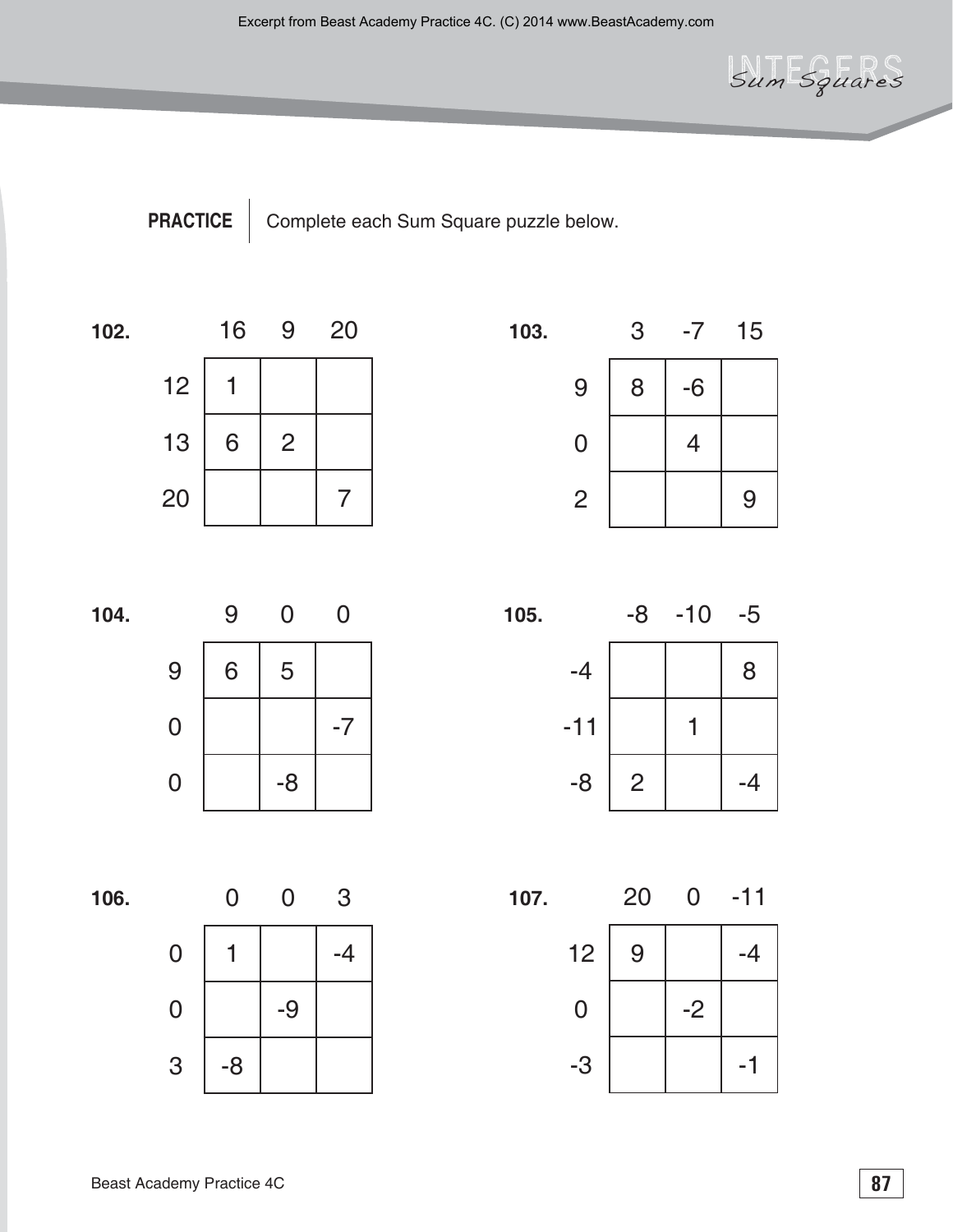**PRACTICE** | Complete each Sum Square puzzle below.

**102.**

| | 16 | 9 | 20 |
|---|---|---|---|
| 12 | 1 | | |
| 13 | 6 | 2 | |
| 20 | | | 7 |

**103.**

| | 3 | -7 | 15 |
|---|---|---|---|
| 9 | 8 | -6 | |
| 0 | | 4 | |
| 2 | | | 9 |

**104.**

| | 9 | 0 | 0 |
|---|---|---|---|
| 9 | 6 | 5 | |
| 0 | | | -7 |
| 0 | | -8 | |

**105.**

| | -8 | -10 | -5 |
|---|---|---|---|
| -4 | | | 8 |
| -11 | | 1 | |
| -8 | 2 | | -4 |

**106.**

| | 0 | 0 | 3 |
|---|---|---|---|
| 0 | 1 | | -4 |
| 0 | | -9 | |
| 3 | -8 | | |

**107.**

| | 20 | 0 | -11 |
|---|---|---|---|
| 12 | 9 | | -4 |
| 0 | | -2 | |
| -3 | | | -1 |